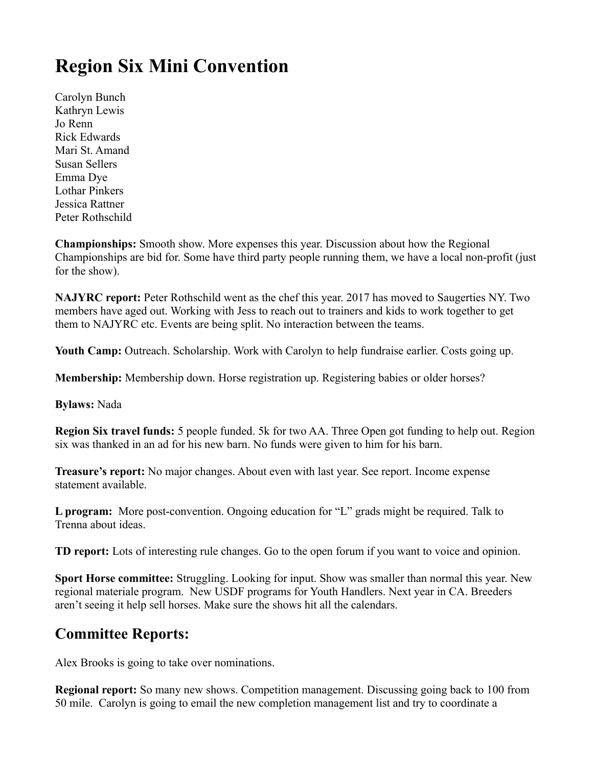# Region Six Mini Convention

Carolyn Bunch
Kathryn Lewis
Jo Renn
Rick Edwards
Mari St. Amand
Susan Sellers
Emma Dye
Lothar Pinkers
Jessica Rattner
Peter Rothschild

**Championships:** Smooth show. More expenses this year. Discussion about how the Regional Championships are bid for. Some have third party people running them, we have a local non-profit (just for the show).

**NAJYRC report:** Peter Rothschild went as the chef this year. 2017 has moved to Saugerties NY. Two members have aged out. Working with Jess to reach out to trainers and kids to work together to get them to NAJYRC etc. Events are being split. No interaction between the teams.

**Youth Camp:** Outreach. Scholarship. Work with Carolyn to help fundraise earlier. Costs going up.

**Membership:** Membership down. Horse registration up. Registering babies or older horses?

**Bylaws:** Nada

**Region Six travel funds:** 5 people funded. 5k for two AA. Three Open got funding to help out. Region six was thanked in an ad for his new barn. No funds were given to him for his barn.

**Treasure's report:** No major changes. About even with last year. See report. Income expense statement available.

**L program:** More post-convention. Ongoing education for "L" grads might be required. Talk to Trenna about ideas.

**TD report:** Lots of interesting rule changes. Go to the open forum if you want to voice and opinion.

**Sport Horse committee:** Struggling. Looking for input. Show was smaller than normal this year. New regional materiale program. New USDF programs for Youth Handlers. Next year in CA. Breeders aren't seeing it help sell horses. Make sure the shows hit all the calendars.

## Committee Reports:

Alex Brooks is going to take over nominations.

**Regional report:** So many new shows. Competition management. Discussing going back to 100 from 50 mile. Carolyn is going to email the new completion management list and try to coordinate a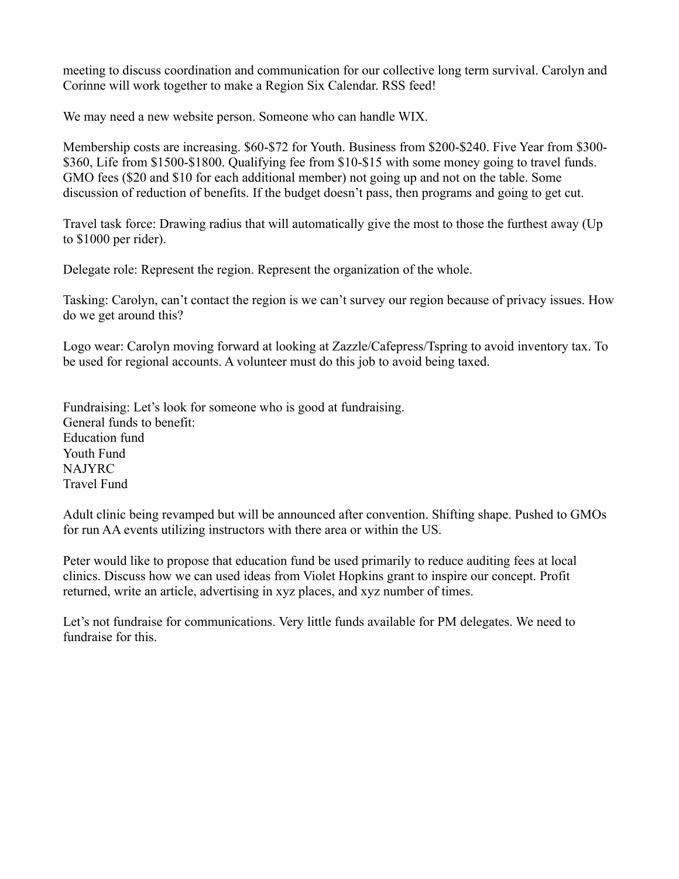meeting to discuss coordination and communication for our collective long term survival. Carolyn and Corinne will work together to make a Region Six Calendar. RSS feed!

We may need a new website person. Someone who can handle WIX.

Membership costs are increasing. $60-$72 for Youth. Business from $200-$240. Five Year from $300-$360, Life from $1500-$1800. Qualifying fee from $10-$15 with some money going to travel funds. GMO fees ($20 and $10 for each additional member) not going up and not on the table. Some discussion of reduction of benefits. If the budget doesn't pass, then programs and going to get cut.

Travel task force: Drawing radius that will automatically give the most to those the furthest away (Up to $1000 per rider).

Delegate role: Represent the region. Represent the organization of the whole.

Tasking: Carolyn, can't contact the region is we can't survey our region because of privacy issues. How do we get around this?

Logo wear: Carolyn moving forward at looking at Zazzle/Cafepress/Tspring to avoid inventory tax. To be used for regional accounts. A volunteer must do this job to avoid being taxed.

Fundraising: Let's look for someone who is good at fundraising.
General funds to benefit:
Education fund
Youth Fund
NAJYRC
Travel Fund

Adult clinic being revamped but will be announced after convention. Shifting shape. Pushed to GMOs for run AA events utilizing instructors with there area or within the US.

Peter would like to propose that education fund be used primarily to reduce auditing fees at local clinics. Discuss how we can used ideas from Violet Hopkins grant to inspire our concept. Profit returned, write an article, advertising in xyz places, and xyz number of times.

Let's not fundraise for communications. Very little funds available for PM delegates. We need to fundraise for this.